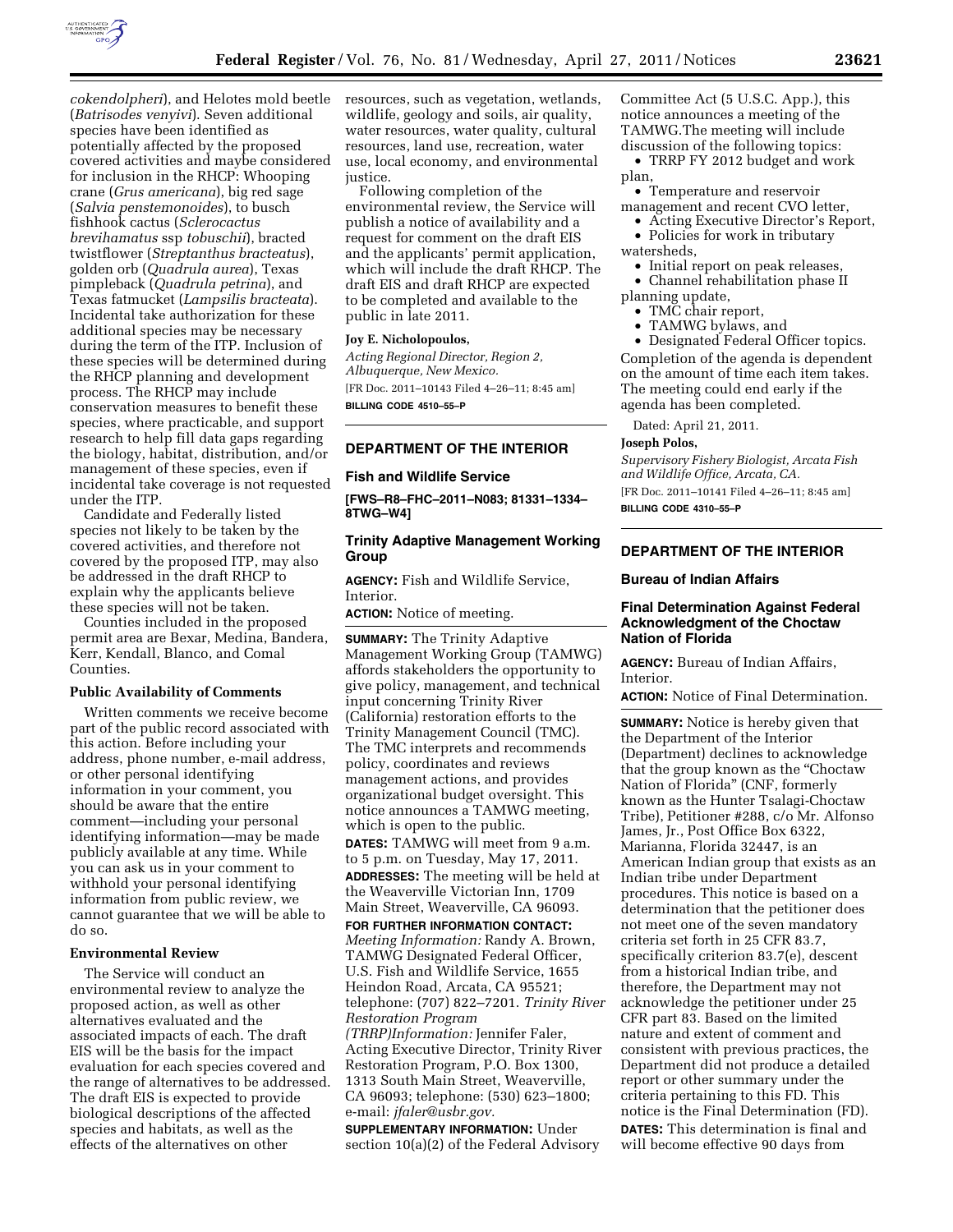*cokendolpheri*), and Helotes mold beetle (*Batrisodes venyivi*). Seven additional species have been identified as potentially affected by the proposed covered activities and maybe considered for inclusion in the RHCP: Whooping crane (*Grus americana*), big red sage (*Salvia penstemonoides*), to busch fishhook cactus (*Sclerocactus brevihamatus* ssp *tobuschii*), bracted twistflower (*Streptanthus bracteatus*), golden orb (*Quadrula aurea*), Texas pimpleback (*Quadrula petrina*), and Texas fatmucket (*Lampsilis bracteata*). Incidental take authorization for these additional species may be necessary during the term of the ITP. Inclusion of these species will be determined during the RHCP planning and development process. The RHCP may include conservation measures to benefit these species, where practicable, and support research to help fill data gaps regarding the biology, habitat, distribution, and/or management of these species, even if incidental take coverage is not requested under the ITP.

Candidate and Federally listed species not likely to be taken by the covered activities, and therefore not covered by the proposed ITP, may also be addressed in the draft RHCP to explain why the applicants believe these species will not be taken.

Counties included in the proposed permit area are Bexar, Medina, Bandera, Kerr, Kendall, Blanco, and Comal Counties.

### Public Availability of Comments

Written comments we receive become part of the public record associated with this action. Before including your address, phone number, e-mail address, or other personal identifying information in your comment, you should be aware that the entire comment—including your personal identifying information—may be made publicly available at any time. While you can ask us in your comment to withhold your personal identifying information from public review, we cannot guarantee that we will be able to do so.

### Environmental Review

The Service will conduct an environmental review to analyze the proposed action, as well as other alternatives evaluated and the associated impacts of each. The draft EIS will be the basis for the impact evaluation for each species covered and the range of alternatives to be addressed. The draft EIS is expected to provide biological descriptions of the affected species and habitats, as well as the effects of the alternatives on other resources, such as vegetation, wetlands, wildlife, geology and soils, air quality, water resources, water quality, cultural resources, land use, recreation, water use, local economy, and environmental justice.

Following completion of the environmental review, the Service will publish a notice of availability and a request for comment on the draft EIS and the applicants' permit application, which will include the draft RHCP. The draft EIS and draft RHCP are expected to be completed and available to the public in late 2011.

**Joy E. Nicholopoulos,**

*Acting Regional Director, Region 2, Albuquerque, New Mexico.*

[FR Doc. 2011–10143 Filed 4–26–11; 8:45 am]

**BILLING CODE 4510–55–P**

## DEPARTMENT OF THE INTERIOR

### Fish and Wildlife Service

**[FWS–R8–FHC–2011–N083; 81331–1334–8TWG–W4]**

### Trinity Adaptive Management Working Group

**AGENCY:** Fish and Wildlife Service, Interior.

**ACTION:** Notice of meeting.

**SUMMARY:** The Trinity Adaptive Management Working Group (TAMWG) affords stakeholders the opportunity to give policy, management, and technical input concerning Trinity River (California) restoration efforts to the Trinity Management Council (TMC). The TMC interprets and recommends policy, coordinates and reviews management actions, and provides organizational budget oversight. This notice announces a TAMWG meeting, which is open to the public.

**DATES:** TAMWG will meet from 9 a.m. to 5 p.m. on Tuesday, May 17, 2011.

**ADDRESSES:** The meeting will be held at the Weaverville Victorian Inn, 1709 Main Street, Weaverville, CA 96093.

**FOR FURTHER INFORMATION CONTACT:** *Meeting Information:* Randy A. Brown, TAMWG Designated Federal Officer, U.S. Fish and Wildlife Service, 1655 Heindon Road, Arcata, CA 95521; telephone: (707) 822–7201. *Trinity River Restoration Program (TRRP)Information:* Jennifer Faler, Acting Executive Director, Trinity River Restoration Program, P.O. Box 1300, 1313 South Main Street, Weaverville, CA 96093; telephone: (530) 623–1800; e-mail: *jfaler@usbr.gov.*

**SUPPLEMENTARY INFORMATION:** Under section 10(a)(2) of the Federal Advisory Committee Act (5 U.S.C. App.), this notice announces a meeting of the TAMWG.The meeting will include discussion of the following topics:

- TRRP FY 2012 budget and work plan,
- Temperature and reservoir management and recent CVO letter,
- Acting Executive Director's Report,
- Policies for work in tributary watersheds,
- Initial report on peak releases,
- Channel rehabilitation phase II planning update,
- TMC chair report,
- TAMWG bylaws, and
- Designated Federal Officer topics.

Completion of the agenda is dependent on the amount of time each item takes. The meeting could end early if the agenda has been completed.

Dated: April 21, 2011.

**Joseph Polos,**

*Supervisory Fishery Biologist, Arcata Fish and Wildlife Office, Arcata, CA.*

[FR Doc. 2011–10141 Filed 4–26–11; 8:45 am]

**BILLING CODE 4310–55–P**

## DEPARTMENT OF THE INTERIOR

### Bureau of Indian Affairs

### Final Determination Against Federal Acknowledgment of the Choctaw Nation of Florida

**AGENCY:** Bureau of Indian Affairs, Interior.

**ACTION:** Notice of Final Determination.

**SUMMARY:** Notice is hereby given that the Department of the Interior (Department) declines to acknowledge that the group known as the "Choctaw Nation of Florida" (CNF, formerly known as the Hunter Tsalagi-Choctaw Tribe), Petitioner #288, c/o Mr. Alfonso James, Jr., Post Office Box 6322, Marianna, Florida 32447, is an American Indian group that exists as an Indian tribe under Department procedures. This notice is based on a determination that the petitioner does not meet one of the seven mandatory criteria set forth in 25 CFR 83.7, specifically criterion 83.7(e), descent from a historical Indian tribe, and therefore, the Department may not acknowledge the petitioner under 25 CFR part 83. Based on the limited nature and extent of comment and consistent with previous practices, the Department did not produce a detailed report or other summary under the criteria pertaining to this FD. This notice is the Final Determination (FD).

**DATES:** This determination is final and will become effective 90 days from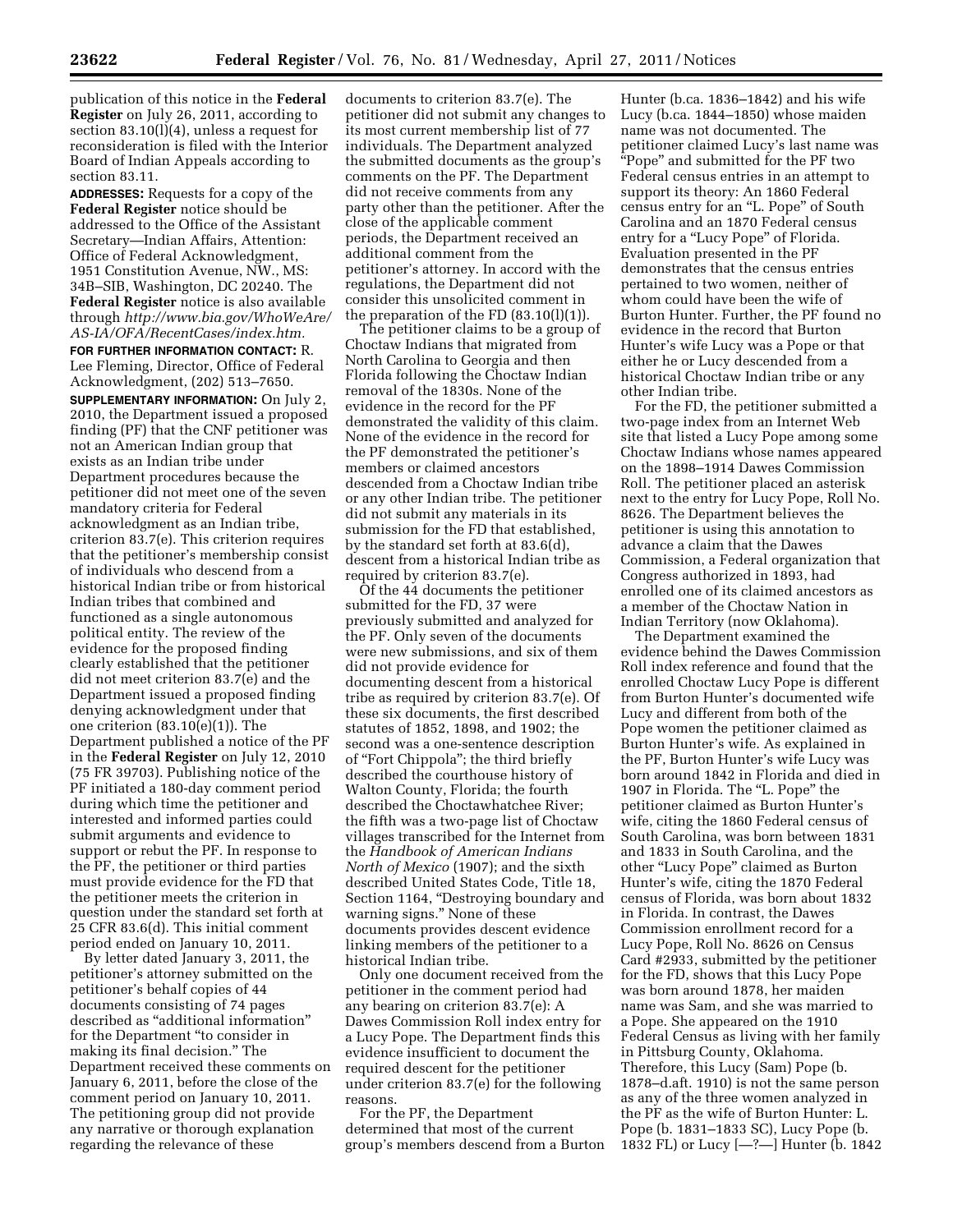publication of this notice in the **Federal Register** on July 26, 2011, according to section 83.10(l)(4), unless a request for reconsideration is filed with the Interior Board of Indian Appeals according to section 83.11.

**ADDRESSES:** Requests for a copy of the **Federal Register** notice should be addressed to the Office of the Assistant Secretary—Indian Affairs, Attention: Office of Federal Acknowledgment, 1951 Constitution Avenue, NW., MS: 34B–SIB, Washington, DC 20240. The **Federal Register** notice is also available through *http://www.bia.gov/WhoWeAre/AS-IA/OFA/RecentCases/index.htm.*

**FOR FURTHER INFORMATION CONTACT:** R. Lee Fleming, Director, Office of Federal Acknowledgment, (202) 513–7650.

**SUPPLEMENTARY INFORMATION:** On July 2, 2010, the Department issued a proposed finding (PF) that the CNF petitioner was not an American Indian group that exists as an Indian tribe under Department procedures because the petitioner did not meet one of the seven mandatory criteria for Federal acknowledgment as an Indian tribe, criterion 83.7(e). This criterion requires that the petitioner's membership consist of individuals who descend from a historical Indian tribe or from historical Indian tribes that combined and functioned as a single autonomous political entity. The review of the evidence for the proposed finding clearly established that the petitioner did not meet criterion 83.7(e) and the Department issued a proposed finding denying acknowledgment under that one criterion (83.10(e)(1)). The Department published a notice of the PF in the **Federal Register** on July 12, 2010 (75 FR 39703). Publishing notice of the PF initiated a 180-day comment period during which time the petitioner and interested and informed parties could submit arguments and evidence to support or rebut the PF. In response to the PF, the petitioner or third parties must provide evidence for the FD that the petitioner meets the criterion in question under the standard set forth at 25 CFR 83.6(d). This initial comment period ended on January 10, 2011.

By letter dated January 3, 2011, the petitioner's attorney submitted on the petitioner's behalf copies of 44 documents consisting of 74 pages described as "additional information" for the Department "to consider in making its final decision." The Department received these comments on January 6, 2011, before the close of the comment period on January 10, 2011. The petitioning group did not provide any narrative or thorough explanation regarding the relevance of these documents to criterion 83.7(e). The petitioner did not submit any changes to its most current membership list of 77 individuals. The Department analyzed the submitted documents as the group's comments on the PF. The Department did not receive comments from any party other than the petitioner. After the close of the applicable comment periods, the Department received an additional comment from the petitioner's attorney. In accord with the regulations, the Department did not consider this unsolicited comment in the preparation of the FD (83.10(l)(1)).

The petitioner claims to be a group of Choctaw Indians that migrated from North Carolina to Georgia and then Florida following the Choctaw Indian removal of the 1830s. None of the evidence in the record for the PF demonstrated the validity of this claim. None of the evidence in the record for the PF demonstrated the petitioner's members or claimed ancestors descended from a Choctaw Indian tribe or any other Indian tribe. The petitioner did not submit any materials in its submission for the FD that established, by the standard set forth at 83.6(d), descent from a historical Indian tribe as required by criterion 83.7(e).

Of the 44 documents the petitioner submitted for the FD, 37 were previously submitted and analyzed for the PF. Only seven of the documents were new submissions, and six of them did not provide evidence for documenting descent from a historical tribe as required by criterion 83.7(e). Of these six documents, the first described statutes of 1852, 1898, and 1902; the second was a one-sentence description of "Fort Chippola"; the third briefly described the courthouse history of Walton County, Florida; the fourth described the Choctawhatchee River; the fifth was a two-page list of Choctaw villages transcribed for the Internet from the *Handbook of American Indians North of Mexico* (1907); and the sixth described United States Code, Title 18, Section 1164, "Destroying boundary and warning signs." None of these documents provides descent evidence linking members of the petitioner to a historical Indian tribe.

Only one document received from the petitioner in the comment period had any bearing on criterion 83.7(e): A Dawes Commission Roll index entry for a Lucy Pope. The Department finds this evidence insufficient to document the required descent for the petitioner under criterion 83.7(e) for the following reasons.

For the PF, the Department determined that most of the current group's members descend from a Burton Hunter (b.ca. 1836–1842) and his wife Lucy (b.ca. 1844–1850) whose maiden name was not documented. The petitioner claimed Lucy's last name was "Pope" and submitted for the PF two Federal census entries in an attempt to support its theory: An 1860 Federal census entry for an "L. Pope" of South Carolina and an 1870 Federal census entry for a "Lucy Pope" of Florida. Evaluation presented in the PF demonstrates that the census entries pertained to two women, neither of whom could have been the wife of Burton Hunter. Further, the PF found no evidence in the record that Burton Hunter's wife Lucy was a Pope or that either he or Lucy descended from a historical Choctaw Indian tribe or any other Indian tribe.

For the FD, the petitioner submitted a two-page index from an Internet Web site that listed a Lucy Pope among some Choctaw Indians whose names appeared on the 1898–1914 Dawes Commission Roll. The petitioner placed an asterisk next to the entry for Lucy Pope, Roll No. 8626. The Department believes the petitioner is using this annotation to advance a claim that the Dawes Commission, a Federal organization that Congress authorized in 1893, had enrolled one of its claimed ancestors as a member of the Choctaw Nation in Indian Territory (now Oklahoma).

The Department examined the evidence behind the Dawes Commission Roll index reference and found that the enrolled Choctaw Lucy Pope is different from Burton Hunter's documented wife Lucy and different from both of the Pope women the petitioner claimed as Burton Hunter's wife. As explained in the PF, Burton Hunter's wife Lucy was born around 1842 in Florida and died in 1907 in Florida. The "L. Pope" the petitioner claimed as Burton Hunter's wife, citing the 1860 Federal census of South Carolina, was born between 1831 and 1833 in South Carolina, and the other "Lucy Pope" claimed as Burton Hunter's wife, citing the 1870 Federal census of Florida, was born about 1832 in Florida. In contrast, the Dawes Commission enrollment record for a Lucy Pope, Roll No. 8626 on Census Card #2933, submitted by the petitioner for the FD, shows that this Lucy Pope was born around 1878, her maiden name was Sam, and she was married to a Pope. She appeared on the 1910 Federal Census as living with her family in Pittsburg County, Oklahoma. Therefore, this Lucy (Sam) Pope (b. 1878–d.aft. 1910) is not the same person as any of the three women analyzed in the PF as the wife of Burton Hunter: L. Pope (b. 1831–1833 SC), Lucy Pope (b. 1832 FL) or Lucy [—?—] Hunter (b. 1842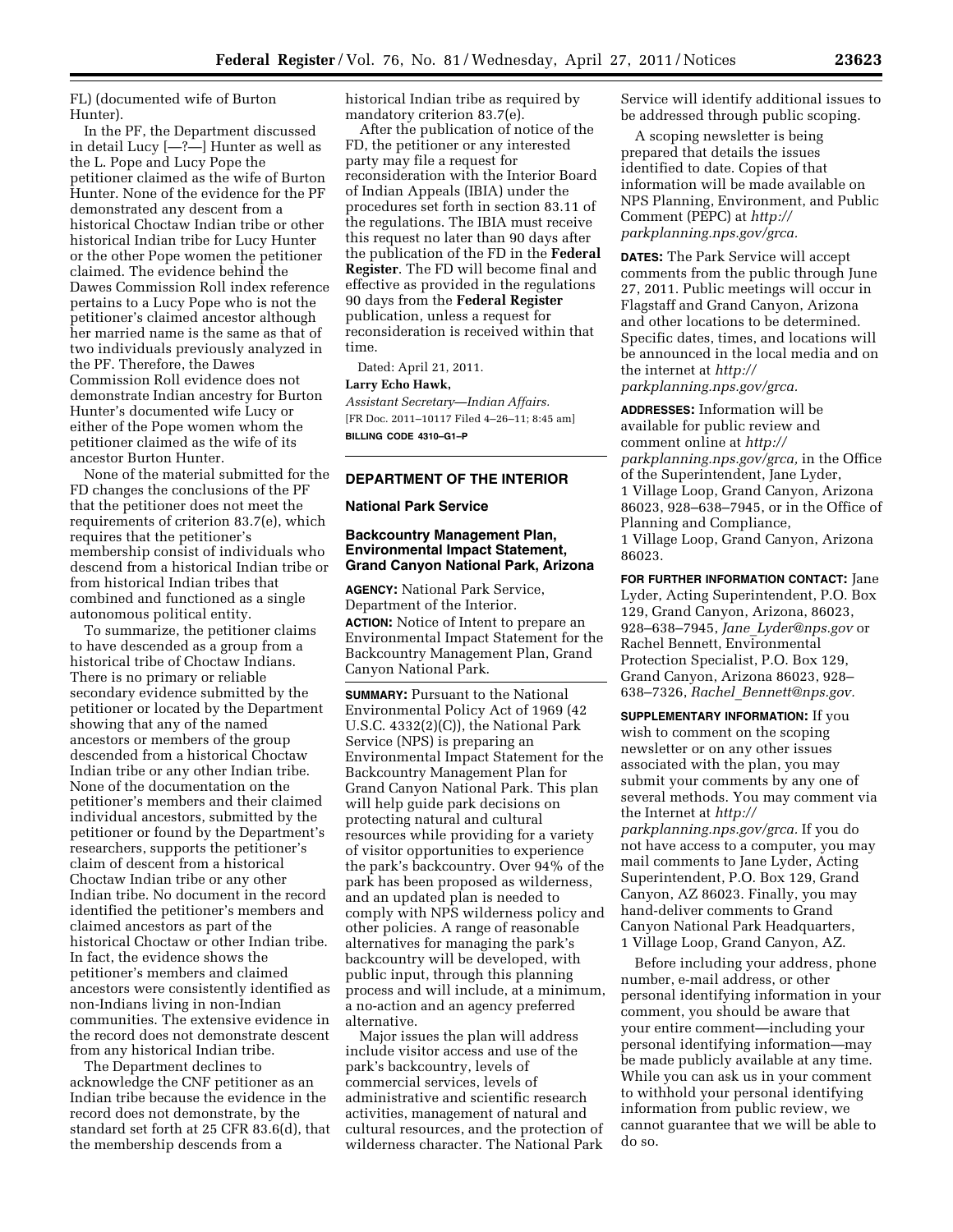FL) (documented wife of Burton Hunter).

In the PF, the Department discussed in detail Lucy [—?—] Hunter as well as the L. Pope and Lucy Pope the petitioner claimed as the wife of Burton Hunter. None of the evidence for the PF demonstrated any descent from a historical Choctaw Indian tribe or other historical Indian tribe for Lucy Hunter or the other Pope women the petitioner claimed. The evidence behind the Dawes Commission Roll index reference pertains to a Lucy Pope who is not the petitioner's claimed ancestor although her married name is the same as that of two individuals previously analyzed in the PF. Therefore, the Dawes Commission Roll evidence does not demonstrate Indian ancestry for Burton Hunter's documented wife Lucy or either of the Pope women whom the petitioner claimed as the wife of its ancestor Burton Hunter.

None of the material submitted for the FD changes the conclusions of the PF that the petitioner does not meet the requirements of criterion 83.7(e), which requires that the petitioner's membership consist of individuals who descend from a historical Indian tribe or from historical Indian tribes that combined and functioned as a single autonomous political entity.

To summarize, the petitioner claims to have descended as a group from a historical tribe of Choctaw Indians. There is no primary or reliable secondary evidence submitted by the petitioner or located by the Department showing that any of the named ancestors or members of the group descended from a historical Choctaw Indian tribe or any other Indian tribe. None of the documentation on the petitioner's members and their claimed individual ancestors, submitted by the petitioner or found by the Department's researchers, supports the petitioner's claim of descent from a historical Choctaw Indian tribe or any other Indian tribe. No document in the record identified the petitioner's members and claimed ancestors as part of the historical Choctaw or other Indian tribe. In fact, the evidence shows the petitioner's members and claimed ancestors were consistently identified as non-Indians living in non-Indian communities. The extensive evidence in the record does not demonstrate descent from any historical Indian tribe.

The Department declines to acknowledge the CNF petitioner as an Indian tribe because the evidence in the record does not demonstrate, by the standard set forth at 25 CFR 83.6(d), that the membership descends from a historical Indian tribe as required by mandatory criterion 83.7(e).

After the publication of notice of the FD, the petitioner or any interested party may file a request for reconsideration with the Interior Board of Indian Appeals (IBIA) under the procedures set forth in section 83.11 of the regulations. The IBIA must receive this request no later than 90 days after the publication of the FD in the **Federal Register**. The FD will become final and effective as provided in the regulations 90 days from the **Federal Register** publication, unless a request for reconsideration is received within that time.

Dated: April 21, 2011.

**Larry Echo Hawk,**

*Assistant Secretary—Indian Affairs.*

[FR Doc. 2011–10117 Filed 4–26–11; 8:45 am]

**BILLING CODE 4310–G1–P**

## DEPARTMENT OF THE INTERIOR

### National Park Service

### Backcountry Management Plan, Environmental Impact Statement, Grand Canyon National Park, Arizona

**AGENCY:** National Park Service, Department of the Interior.

**ACTION:** Notice of Intent to prepare an Environmental Impact Statement for the Backcountry Management Plan, Grand Canyon National Park.

**SUMMARY:** Pursuant to the National Environmental Policy Act of 1969 (42 U.S.C. 4332(2)(C)), the National Park Service (NPS) is preparing an Environmental Impact Statement for the Backcountry Management Plan for Grand Canyon National Park. This plan will help guide park decisions on protecting natural and cultural resources while providing for a variety of visitor opportunities to experience the park's backcountry. Over 94% of the park has been proposed as wilderness, and an updated plan is needed to comply with NPS wilderness policy and other policies. A range of reasonable alternatives for managing the park's backcountry will be developed, with public input, through this planning process and will include, at a minimum, a no-action and an agency preferred alternative.

Major issues the plan will address include visitor access and use of the park's backcountry, levels of commercial services, levels of administrative and scientific research activities, management of natural and cultural resources, and the protection of wilderness character. The National Park Service will identify additional issues to be addressed through public scoping.

A scoping newsletter is being prepared that details the issues identified to date. Copies of that information will be made available on NPS Planning, Environment, and Public Comment (PEPC) at *http://parkplanning.nps.gov/grca.*

**DATES:** The Park Service will accept comments from the public through June 27, 2011. Public meetings will occur in Flagstaff and Grand Canyon, Arizona and other locations to be determined. Specific dates, times, and locations will be announced in the local media and on the internet at *http://parkplanning.nps.gov/grca.*

**ADDRESSES:** Information will be available for public review and comment online at *http://parkplanning.nps.gov/grca,* in the Office of the Superintendent, Jane Lyder, 1 Village Loop, Grand Canyon, Arizona 86023, 928–638–7945, or in the Office of Planning and Compliance, 1 Village Loop, Grand Canyon, Arizona 86023.

**FOR FURTHER INFORMATION CONTACT:** Jane Lyder, Acting Superintendent, P.O. Box 129, Grand Canyon, Arizona, 86023, 928–638–7945, *Jane_Lyder@nps.gov* or Rachel Bennett, Environmental Protection Specialist, P.O. Box 129, Grand Canyon, Arizona 86023, 928–638–7326, *Rachel_Bennett@nps.gov.*

**SUPPLEMENTARY INFORMATION:** If you wish to comment on the scoping newsletter or on any other issues associated with the plan, you may submit your comments by any one of several methods. You may comment via the Internet at *http://parkplanning.nps.gov/grca.* If you do not have access to a computer, you may mail comments to Jane Lyder, Acting Superintendent, P.O. Box 129, Grand Canyon, AZ 86023. Finally, you may hand-deliver comments to Grand Canyon National Park Headquarters, 1 Village Loop, Grand Canyon, AZ.

Before including your address, phone number, e-mail address, or other personal identifying information in your comment, you should be aware that your entire comment—including your personal identifying information—may be made publicly available at any time. While you can ask us in your comment to withhold your personal identifying information from public review, we cannot guarantee that we will be able to do so.